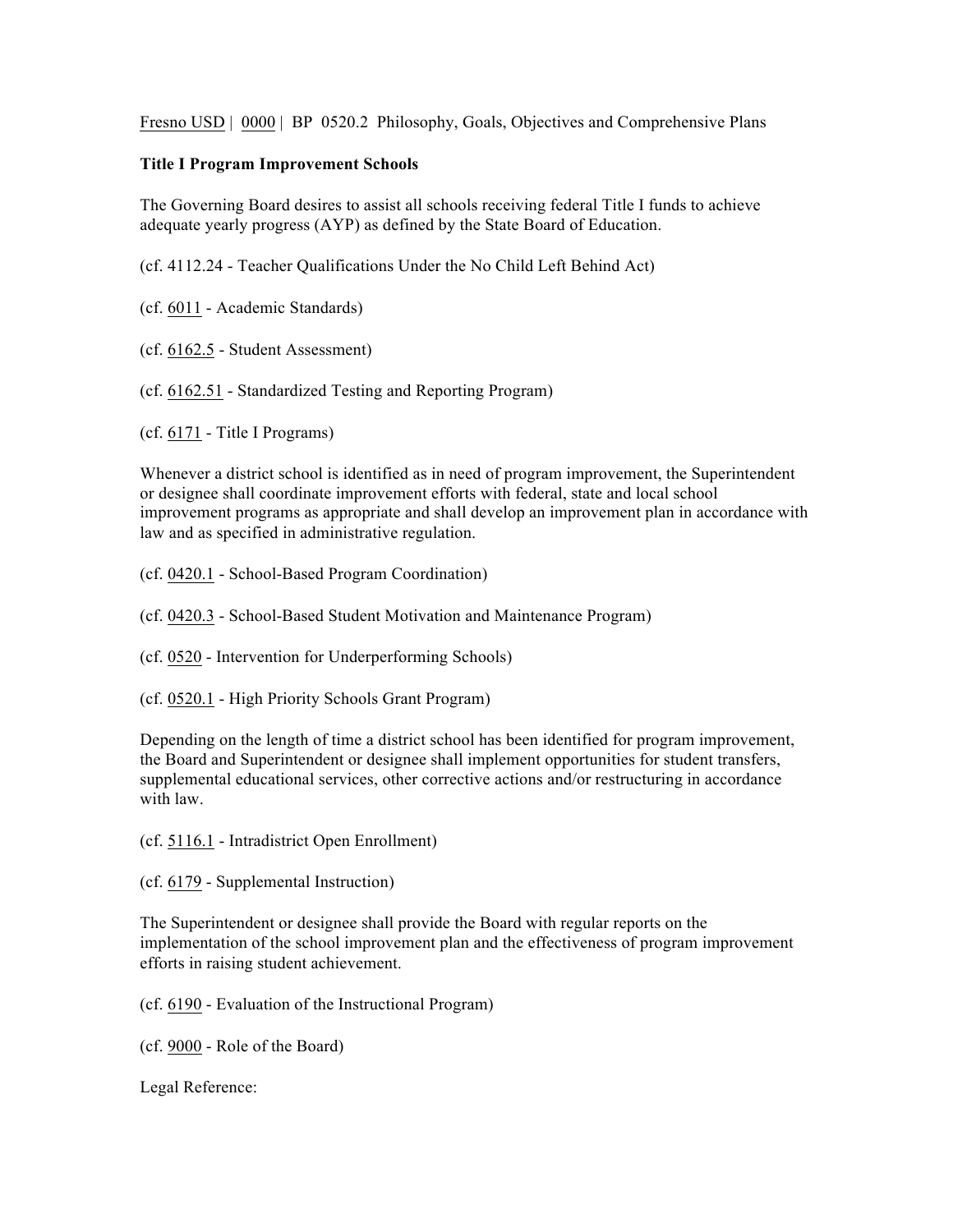Fresno USD | 0000 | BP 0520.2 Philosophy, Goals, Objectives and Comprehensive Plans

**Title I Program Improvement Schools**

The Governing Board desires to assist all schools receiving federal Title I funds to achieve adequate yearly progress (AYP) as defined by the State Board of Education.

(cf. 4112.24 - Teacher Qualifications Under the No Child Left Behind Act)

(cf. 6011 - Academic Standards)

(cf. 6162.5 - Student Assessment)

(cf. 6162.51 - Standardized Testing and Reporting Program)

(cf. 6171 - Title I Programs)

Whenever a district school is identified as in need of program improvement, the Superintendent or designee shall coordinate improvement efforts with federal, state and local school improvement programs as appropriate and shall develop an improvement plan in accordance with law and as specified in administrative regulation.

(cf. 0420.1 - School-Based Program Coordination)

(cf. 0420.3 - School-Based Student Motivation and Maintenance Program)

(cf. 0520 - Intervention for Underperforming Schools)

(cf. 0520.1 - High Priority Schools Grant Program)

Depending on the length of time a district school has been identified for program improvement, the Board and Superintendent or designee shall implement opportunities for student transfers, supplemental educational services, other corrective actions and/or restructuring in accordance with law.

(cf. 5116.1 - Intradistrict Open Enrollment)

(cf. 6179 - Supplemental Instruction)

The Superintendent or designee shall provide the Board with regular reports on the implementation of the school improvement plan and the effectiveness of program improvement efforts in raising student achievement.

(cf. 6190 - Evaluation of the Instructional Program)

(cf. 9000 - Role of the Board)

Legal Reference: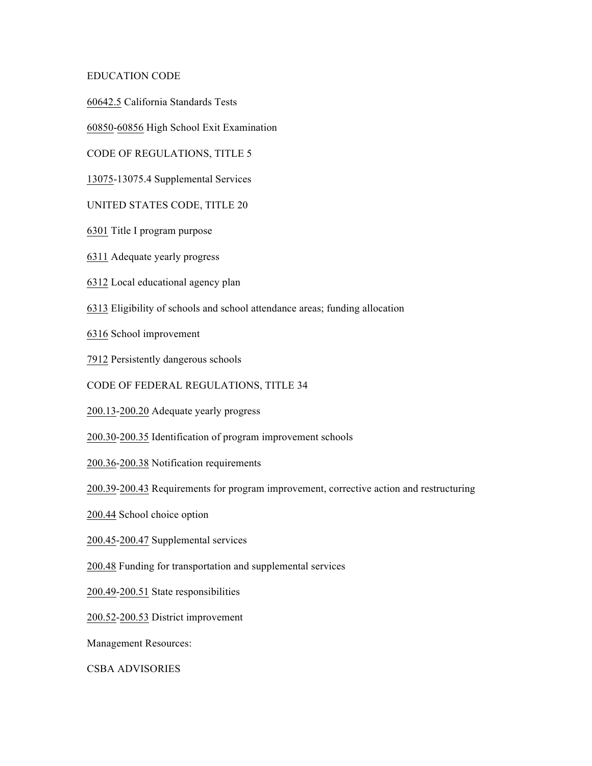EDUCATION CODE

60642.5 California Standards Tests

60850-60856 High School Exit Examination

CODE OF REGULATIONS, TITLE 5

13075-13075.4 Supplemental Services

UNITED STATES CODE, TITLE 20

6301 Title I program purpose

6311 Adequate yearly progress

6312 Local educational agency plan

6313 Eligibility of schools and school attendance areas; funding allocation

6316 School improvement

7912 Persistently dangerous schools

CODE OF FEDERAL REGULATIONS, TITLE 34

200.13-200.20 Adequate yearly progress

200.30-200.35 Identification of program improvement schools

200.36-200.38 Notification requirements

200.39-200.43 Requirements for program improvement, corrective action and restructuring

200.44 School choice option

200.45-200.47 Supplemental services

200.48 Funding for transportation and supplemental services

200.49-200.51 State responsibilities

200.52-200.53 District improvement

Management Resources:

CSBA ADVISORIES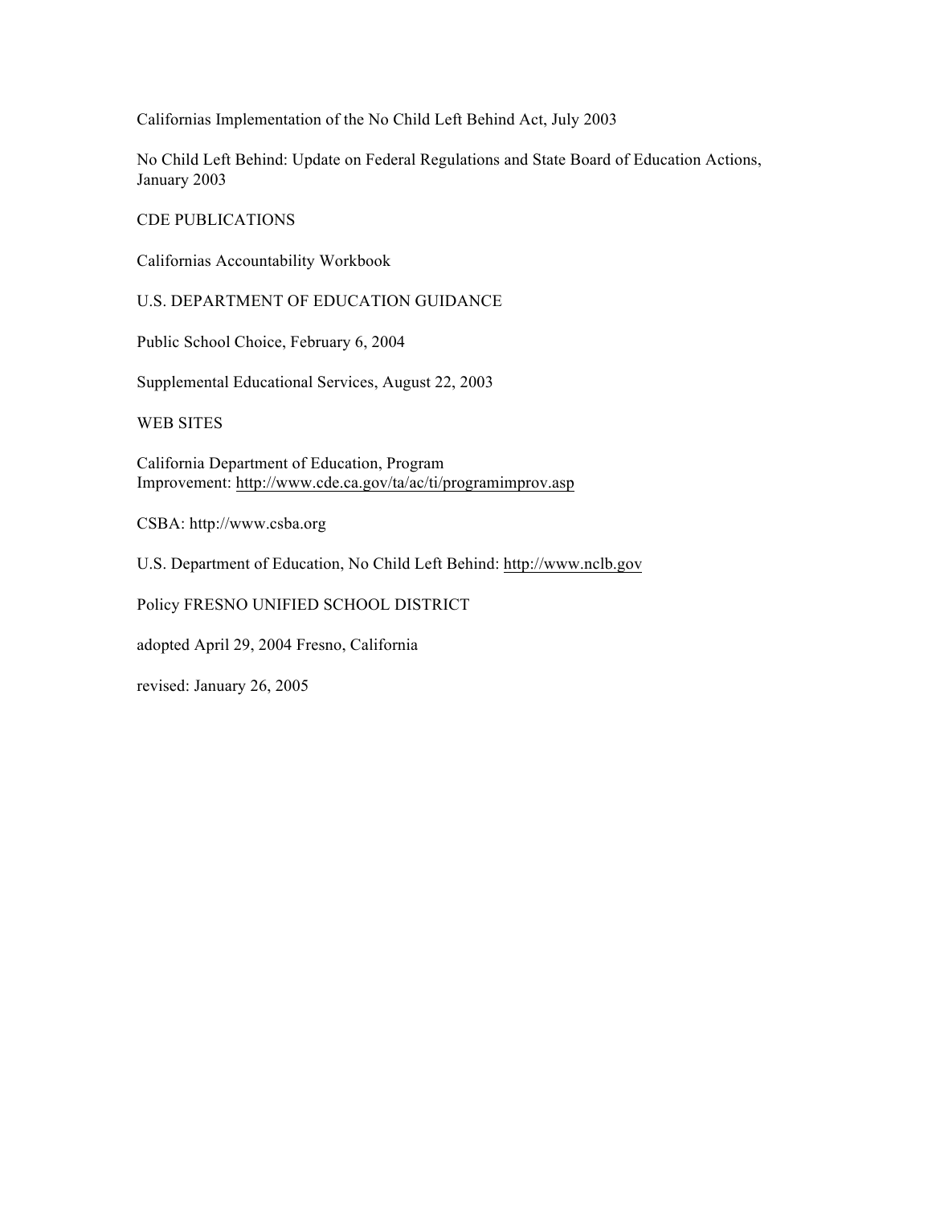Californias Implementation of the No Child Left Behind Act, July 2003

No Child Left Behind: Update on Federal Regulations and State Board of Education Actions, January 2003

CDE PUBLICATIONS

Californias Accountability Workbook

U.S. DEPARTMENT OF EDUCATION GUIDANCE

Public School Choice, February 6, 2004

Supplemental Educational Services, August 22, 2003

WEB SITES

California Department of Education, Program Improvement: http://www.cde.ca.gov/ta/ac/ti/programimprov.asp

CSBA: http://www.csba.org

U.S. Department of Education, No Child Left Behind: http://www.nclb.gov

Policy FRESNO UNIFIED SCHOOL DISTRICT

adopted April 29, 2004 Fresno, California

revised: January 26, 2005